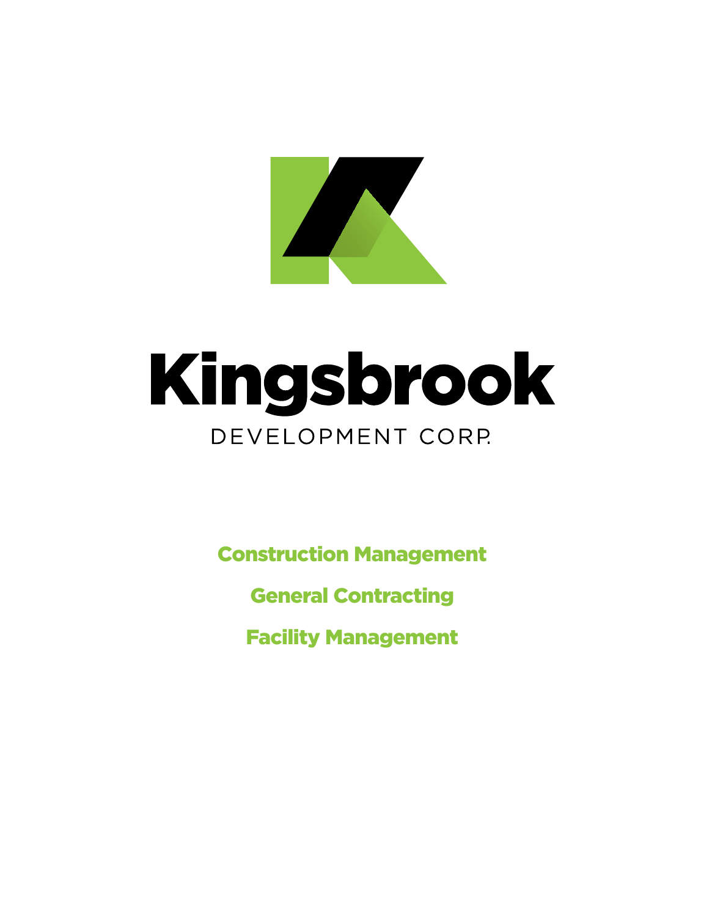# Kingsbrook

DEVELOPMENT CORP.

**Construction Management**

**General Contracting**

**Facility Management**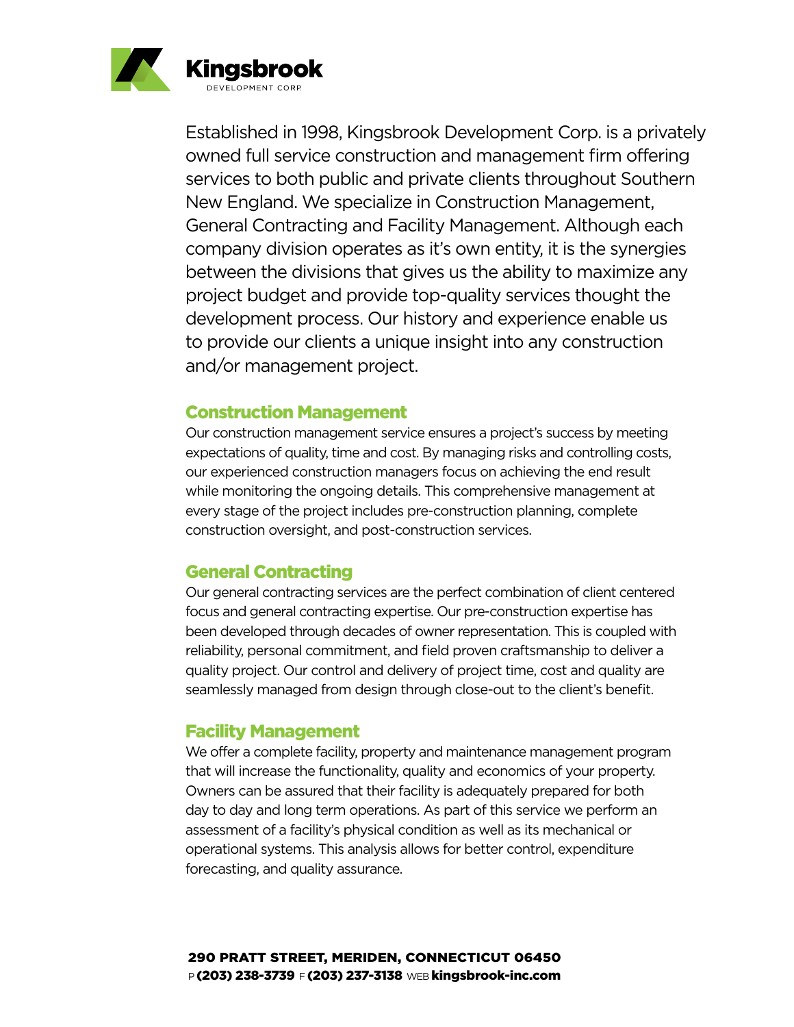**Kingsbrook**
DEVELOPMENT CORP.

Established in 1998, Kingsbrook Development Corp. is a privately owned full service construction and management firm offering services to both public and private clients throughout Southern New England. We specialize in Construction Management, General Contracting and Facility Management. Although each company division operates as it's own entity, it is the synergies between the divisions that gives us the ability to maximize any project budget and provide top-quality services thought the development process. Our history and experience enable us to provide our clients a unique insight into any construction and/or management project.

## Construction Management

Our construction management service ensures a project's success by meeting expectations of quality, time and cost. By managing risks and controlling costs, our experienced construction managers focus on achieving the end result while monitoring the ongoing details. This comprehensive management at every stage of the project includes pre-construction planning, complete construction oversight, and post-construction services.

## General Contracting

Our general contracting services are the perfect combination of client centered focus and general contracting expertise. Our pre-construction expertise has been developed through decades of owner representation. This is coupled with reliability, personal commitment, and field proven craftsmanship to deliver a quality project. Our control and delivery of project time, cost and quality are seamlessly managed from design through close-out to the client's benefit.

## Facility Management

We offer a complete facility, property and maintenance management program that will increase the functionality, quality and economics of your property. Owners can be assured that their facility is adequately prepared for both day to day and long term operations. As part of this service we perform an assessment of a facility's physical condition as well as its mechanical or operational systems. This analysis allows for better control, expenditure forecasting, and quality assurance.

**290 PRATT STREET, MERIDEN, CONNECTICUT 06450**
P **(203) 238-3739** F **(203) 237-3138** WEB **kingsbrook-inc.com**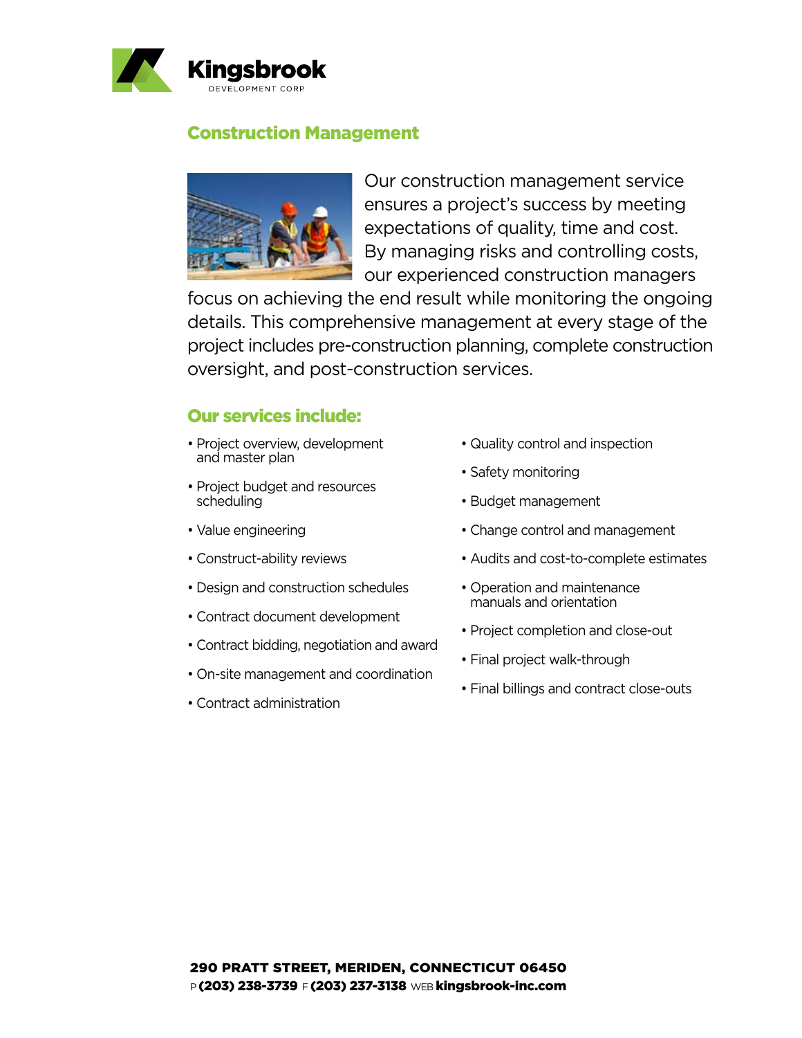Kingsbrook

DEVELOPMENT CORP.

## Construction Management

Our construction management service ensures a project's success by meeting expectations of quality, time and cost. By managing risks and controlling costs, our experienced construction managers focus on achieving the end result while monitoring the ongoing details. This comprehensive management at every stage of the project includes pre-construction planning, complete construction oversight, and post-construction services.

### Our services include:

- Project overview, development and master plan
- Project budget and resources scheduling
- Value engineering
- Construct-ability reviews
- Design and construction schedules
- Contract document development
- Contract bidding, negotiation and award
- On-site management and coordination
- Contract administration
- Quality control and inspection
- Safety monitoring
- Budget management
- Change control and management
- Audits and cost-to-complete estimates
- Operation and maintenance manuals and orientation
- Project completion and close-out
- Final project walk-through
- Final billings and contract close-outs

**290 PRATT STREET, MERIDEN, CONNECTICUT 06450**
P **(203) 238-3739** F **(203) 237-3138** WEB **kingsbrook-inc.com**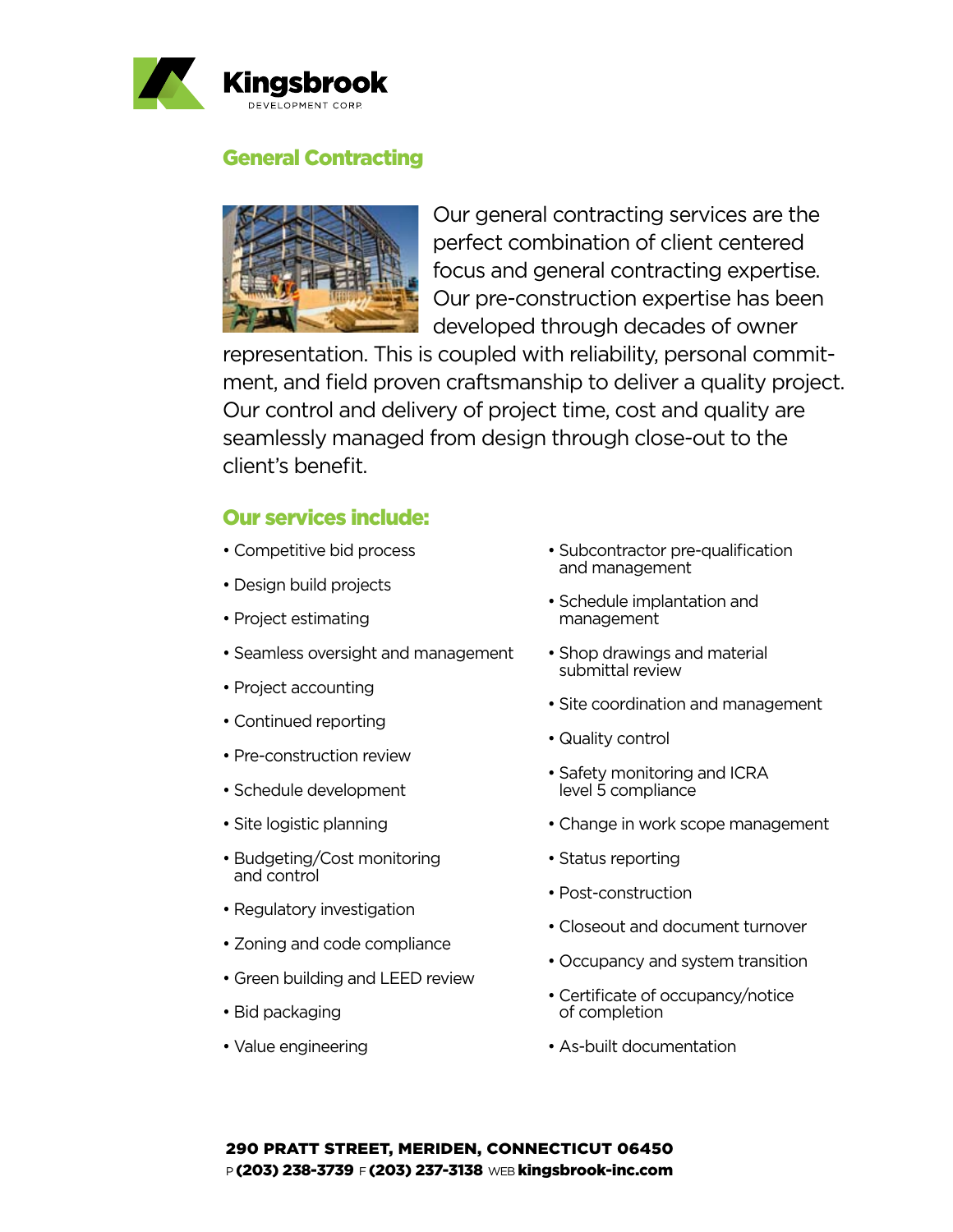# Kingsbrook

DEVELOPMENT CORP.

## General Contracting

Our general contracting services are the perfect combination of client centered focus and general contracting expertise. Our pre-construction expertise has been developed through decades of owner representation. This is coupled with reliability, personal commitment, and field proven craftsmanship to deliver a quality project. Our control and delivery of project time, cost and quality are seamlessly managed from design through close-out to the client's benefit.

## Our services include:

- Competitive bid process
- Design build projects
- Project estimating
- Seamless oversight and management
- Project accounting
- Continued reporting
- Pre-construction review
- Schedule development
- Site logistic planning
- Budgeting/Cost monitoring and control
- Regulatory investigation
- Zoning and code compliance
- Green building and LEED review
- Bid packaging
- Value engineering
- Subcontractor pre-qualification and management
- Schedule implantation and management
- Shop drawings and material submittal review
- Site coordination and management
- Quality control
- Safety monitoring and ICRA level 5 compliance
- Change in work scope management
- Status reporting
- Post-construction
- Closeout and document turnover
- Occupancy and system transition
- Certificate of occupancy/notice of completion
- As-built documentation

**290 PRATT STREET, MERIDEN, CONNECTICUT 06450**
P **(203) 238-3739** F **(203) 237-3138** WEB **kingsbrook-inc.com**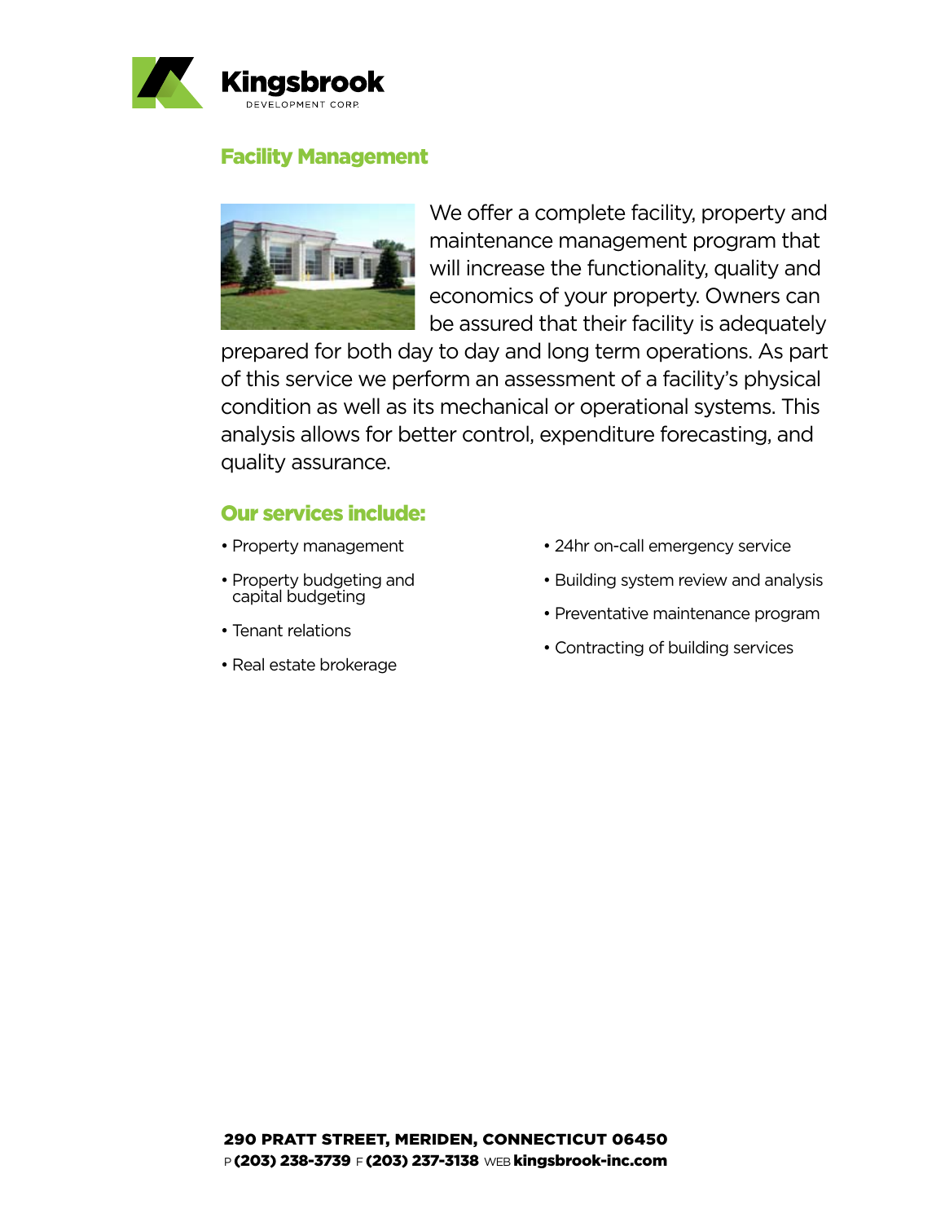Kingsbrook
DEVELOPMENT CORP.

## Facility Management

We offer a complete facility, property and maintenance management program that will increase the functionality, quality and economics of your property. Owners can be assured that their facility is adequately prepared for both day to day and long term operations. As part of this service we perform an assessment of a facility's physical condition as well as its mechanical or operational systems. This analysis allows for better control, expenditure forecasting, and quality assurance.

## Our services include:

- Property management
- Property budgeting and capital budgeting
- Tenant relations
- Real estate brokerage
- 24hr on-call emergency service
- Building system review and analysis
- Preventative maintenance program
- Contracting of building services

**290 PRATT STREET, MERIDEN, CONNECTICUT 06450**
P **(203) 238-3739** F **(203) 237-3138** WEB **kingsbrook-inc.com**